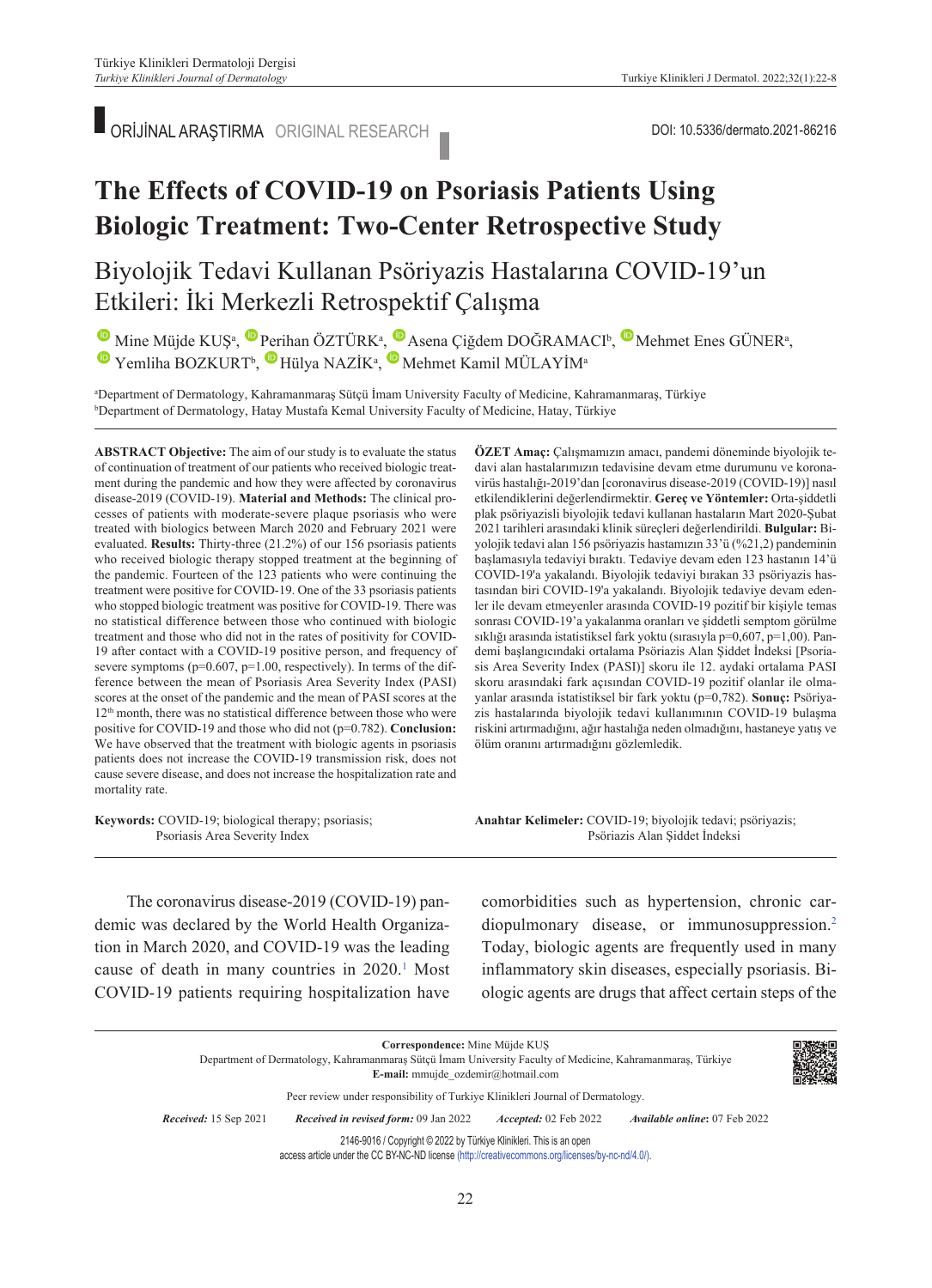ORİJİNAL ARAŞTIRMA ORIGINAL RESEARCH

DOI: 10.5336/dermato.2021-86216

# The Effects of COVID-19 on Psoriasis Patients Using Biologic Treatment: Two-Center Retrospective Study

## Biyolojik Tedavi Kullanan Psöriyazis Hastalarına COVID-19'un Etkileri: İki Merkezli Retrospektif Çalışma

Mine Müjde KUŞ[a], Perihan ÖZTÜRK[a], Asena Çiğdem DOĞRAMACI[b], Mehmet Enes GÜNER[a], Yemliha BOZKURT[b], Hülya NAZİK[a], Mehmet Kamil MÜLAYİM[a]

[a]Department of Dermatology, Kahramanmaraş Sütçü İmam University Faculty of Medicine, Kahramanmaraş, Türkiye
[b]Department of Dermatology, Hatay Mustafa Kemal University Faculty of Medicine, Hatay, Türkiye

**ABSTRACT Objective:** The aim of our study is to evaluate the status of continuation of treatment of our patients who received biologic treatment during the pandemic and how they were affected by coronavirus disease-2019 (COVID-19). **Material and Methods:** The clinical processes of patients with moderate-severe plaque psoriasis who were treated with biologics between March 2020 and February 2021 were evaluated. **Results:** Thirty-three (21.2%) of our 156 psoriasis patients who received biologic therapy stopped treatment at the beginning of the pandemic. Fourteen of the 123 patients who were continuing the treatment were positive for COVID-19. One of the 33 psoriasis patients who stopped biologic treatment was positive for COVID-19. There was no statistical difference between those who continued with biologic treatment and those who did not in the rates of positivity for COVID-19 after contact with a COVID-19 positive person, and frequency of severe symptoms (p=0.607, p=1.00, respectively). In terms of the difference between the mean of Psoriasis Area Severity Index (PASI) scores at the onset of the pandemic and the mean of PASI scores at the 12th month, there was no statistical difference between those who were positive for COVID-19 and those who did not (p=0.782). **Conclusion:** We have observed that the treatment with biologic agents in psoriasis patients does not increase the COVID-19 transmission risk, does not cause severe disease, and does not increase the hospitalization rate and mortality rate.

**Keywords:** COVID-19; biological therapy; psoriasis; Psoriasis Area Severity Index

**ÖZET Amaç:** Çalışmamızın amacı, pandemi döneminde biyolojik tedavi alan hastalarımızın tedavisine devam etme durumunu ve koronavirüs hastalığı-2019'dan [coronavirus disease-2019 (COVID-19)] nasıl etkilendiklerini değerlendirmektir. **Gereç ve Yöntemler:** Orta-şiddetli plak psöriyazisli biyolojik tedavi kullanan hastaların Mart 2020-Şubat 2021 tarihleri arasındaki klinik süreçleri değerlendirildi. **Bulgular:** Biyolojik tedavi alan 156 psöriyazis hastamızın 33'ü (%21,2) pandeminin başlamasıyla tedaviyi bıraktı. Tedaviye devam eden 123 hastanın 14'ü COVID-19'a yakalandı. Biyolojik tedaviyi bırakan 33 psöriyazis hastasından biri COVID-19'a yakalandı. Biyolojik tedaviye devam edenler ile devam etmeyenler arasında COVID-19 pozitif bir kişiyle temas sonrası COVID-19'a yakalanma oranları ve şiddetli semptom görülme sıklığı arasında istatistiksel fark yoktu (sırasıyla p=0,607, p=1,00). Pandemi başlangıcındaki ortalama Psöriazis Alan Şiddet İndeksi [Psoriasis Area Severity Index (PASI)] skoru ile 12. aydaki ortalama PASI skoru arasındaki fark açısından COVID-19 pozitif olanlar ile olmayanlar arasında istatistiksel bir fark yoktu (p=0,782). **Sonuç:** Psöriyazis hastalarında biyolojik tedavi kullanımının COVID-19 bulaşma riskini artırmadığını, ağır hastalığa neden olmadığını, hastaneye yatış ve ölüm oranını artırmadığını gözlemledik.

**Anahtar Kelimeler:** COVID-19; biyolojik tedavi; psöriyazis; Psöriazis Alan Şiddet İndeksi

The coronavirus disease-2019 (COVID-19) pandemic was declared by the World Health Organization in March 2020, and COVID-19 was the leading cause of death in many countries in 2020.[1] Most COVID-19 patients requiring hospitalization have comorbidities such as hypertension, chronic cardiopulmonary disease, or immunosuppression.[2] Today, biologic agents are frequently used in many inflammatory skin diseases, especially psoriasis. Biologic agents are drugs that affect certain steps of the

**Correspondence:** Mine Müjde KUŞ
Department of Dermatology, Kahramanmaraş Sütçü İmam University Faculty of Medicine, Kahramanmaraş, Türkiye
**E-mail:** mmujde_ozdemir@hotmail.com

Peer review under responsibility of Turkiye Klinikleri Journal of Dermatology.

*Received:* 15 Sep 2021 *Received in revised form:* 09 Jan 2022 *Accepted:* 02 Feb 2022 *Available online*: 07 Feb 2022

2146-9016 / Copyright © 2022 by Türkiye Klinikleri. This is an open access article under the CC BY-NC-ND license (http://creativecommons.org/licenses/by-nc-nd/4.0/).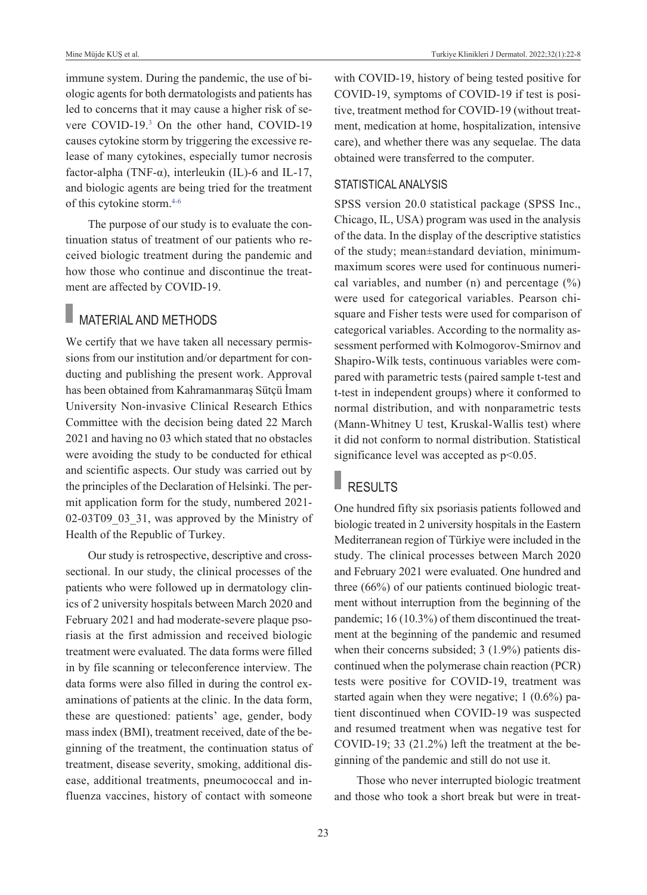immune system. During the pandemic, the use of biologic agents for both dermatologists and patients has led to concerns that it may cause a higher risk of severe COVID-19.[3] On the other hand, COVID-19 causes cytokine storm by triggering the excessive release of many cytokines, especially tumor necrosis factor-alpha (TNF-α), interleukin (IL)-6 and IL-17, and biologic agents are being tried for the treatment of this cytokine storm.[4-6]

The purpose of our study is to evaluate the continuation status of treatment of our patients who received biologic treatment during the pandemic and how those who continue and discontinue the treatment are affected by COVID-19.

## MATERIAL AND METHODS

We certify that we have taken all necessary permissions from our institution and/or department for conducting and publishing the present work. Approval has been obtained from Kahramanmaraş Sütçü İmam University Non-invasive Clinical Research Ethics Committee with the decision being dated 22 March 2021 and having no 03 which stated that no obstacles were avoiding the study to be conducted for ethical and scientific aspects. Our study was carried out by the principles of the Declaration of Helsinki. The permit application form for the study, numbered 2021-02-03T09_03_31, was approved by the Ministry of Health of the Republic of Turkey.

Our study is retrospective, descriptive and cross-sectional. In our study, the clinical processes of the patients who were followed up in dermatology clinics of 2 university hospitals between March 2020 and February 2021 and had moderate-severe plaque psoriasis at the first admission and received biologic treatment were evaluated. The data forms were filled in by file scanning or teleconference interview. The data forms were also filled in during the control examinations of patients at the clinic. In the data form, these are questioned: patients' age, gender, body mass index (BMI), treatment received, date of the beginning of the treatment, the continuation status of treatment, disease severity, smoking, additional disease, additional treatments, pneumococcal and influenza vaccines, history of contact with someone with COVID-19, history of being tested positive for COVID-19, symptoms of COVID-19 if test is positive, treatment method for COVID-19 (without treatment, medication at home, hospitalization, intensive care), and whether there was any sequelae. The data obtained were transferred to the computer.

### STATISTICAL ANALYSIS

SPSS version 20.0 statistical package (SPSS Inc., Chicago, IL, USA) program was used in the analysis of the data. In the display of the descriptive statistics of the study; mean±standard deviation, minimum-maximum scores were used for continuous numerical variables, and number (n) and percentage (%) were used for categorical variables. Pearson chi-square and Fisher tests were used for comparison of categorical variables. According to the normality assessment performed with Kolmogorov-Smirnov and Shapiro-Wilk tests, continuous variables were compared with parametric tests (paired sample t-test and t-test in independent groups) where it conformed to normal distribution, and with nonparametric tests (Mann-Whitney U test, Kruskal-Wallis test) where it did not conform to normal distribution. Statistical significance level was accepted as $p<0.05$.

## RESULTS

One hundred fifty six psoriasis patients followed and biologic treated in 2 university hospitals in the Eastern Mediterranean region of Türkiye were included in the study. The clinical processes between March 2020 and February 2021 were evaluated. One hundred and three (66%) of our patients continued biologic treatment without interruption from the beginning of the pandemic; 16 (10.3%) of them discontinued the treatment at the beginning of the pandemic and resumed when their concerns subsided; 3 (1.9%) patients discontinued when the polymerase chain reaction (PCR) tests were positive for COVID-19, treatment was started again when they were negative; 1 (0.6%) patient discontinued when COVID-19 was suspected and resumed treatment when was negative test for COVID-19; 33 (21.2%) left the treatment at the beginning of the pandemic and still do not use it.

Those who never interrupted biologic treatment and those who took a short break but were in treat-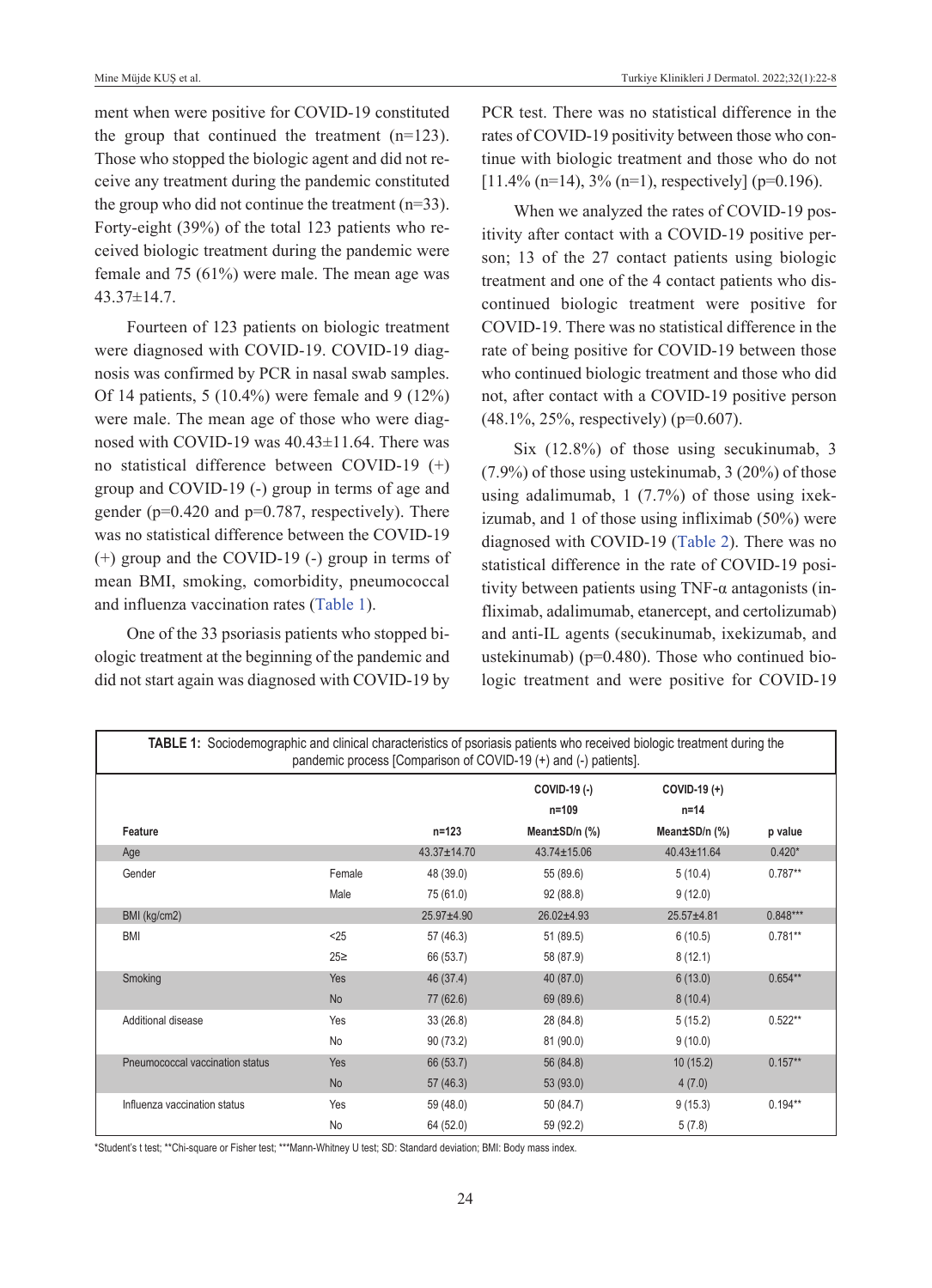ment when were positive for COVID-19 constituted the group that continued the treatment (n=123). Those who stopped the biologic agent and did not receive any treatment during the pandemic constituted the group who did not continue the treatment (n=33). Forty-eight (39%) of the total 123 patients who received biologic treatment during the pandemic were female and 75 (61%) were male. The mean age was 43.37±14.7.

Fourteen of 123 patients on biologic treatment were diagnosed with COVID-19. COVID-19 diagnosis was confirmed by PCR in nasal swab samples. Of 14 patients, 5 (10.4%) were female and 9 (12%) were male. The mean age of those who were diagnosed with COVID-19 was 40.43±11.64. There was no statistical difference between COVID-19 (+) group and COVID-19 (-) group in terms of age and gender (p=0.420 and p=0.787, respectively). There was no statistical difference between the COVID-19 (+) group and the COVID-19 (-) group in terms of mean BMI, smoking, comorbidity, pneumococcal and influenza vaccination rates (Table 1).

One of the 33 psoriasis patients who stopped biologic treatment at the beginning of the pandemic and did not start again was diagnosed with COVID-19 by PCR test. There was no statistical difference in the rates of COVID-19 positivity between those who continue with biologic treatment and those who do not [11.4% (n=14), 3% (n=1), respectively] (p=0.196).

When we analyzed the rates of COVID-19 positivity after contact with a COVID-19 positive person; 13 of the 27 contact patients using biologic treatment and one of the 4 contact patients who discontinued biologic treatment were positive for COVID-19. There was no statistical difference in the rate of being positive for COVID-19 between those who continued biologic treatment and those who did not, after contact with a COVID-19 positive person (48.1%, 25%, respectively) (p=0.607).

Six (12.8%) of those using secukinumab, 3 (7.9%) of those using ustekinumab, 3 (20%) of those using adalimumab, 1 (7.7%) of those using ixekizumab, and 1 of those using infliximab (50%) were diagnosed with COVID-19 (Table 2). There was no statistical difference in the rate of COVID-19 positivity between patients using TNF-α antagonists (infliximab, adalimumab, etanercept, and certolizumab) and anti-IL agents (secukinumab, ixekizumab, and ustekinumab) (p=0.480). Those who continued biologic treatment and were positive for COVID-19

**TABLE 1:** Sociodemographic and clinical characteristics of psoriasis patients who received biologic treatment during the pandemic process [Comparison of COVID-19 (+) and (-) patients].

| Feature | | n=123 | COVID-19 (-) n=109 Mean±SD/n (%) | COVID-19 (+) n=14 Mean±SD/n (%) | p value |
|---|---|---|---|---|---|
| Age | | 43.37±14.70 | 43.74±15.06 | 40.43±11.64 | 0.420* |
| Gender | Female | 48 (39.0) | 55 (89.6) | 5 (10.4) | 0.787** |
| | Male | 75 (61.0) | 92 (88.8) | 9 (12.0) | |
| BMI (kg/cm2) | | 25.97±4.90 | 26.02±4.93 | 25.57±4.81 | 0.848*** |
| BMI | <25 | 57 (46.3) | 51 (89.5) | 6 (10.5) | 0.781** |
| | 25≥ | 66 (53.7) | 58 (87.9) | 8 (12.1) | |
| Smoking | Yes | 46 (37.4) | 40 (87.0) | 6 (13.0) | 0.654** |
| | No | 77 (62.6) | 69 (89.6) | 8 (10.4) | |
| Additional disease | Yes | 33 (26.8) | 28 (84.8) | 5 (15.2) | 0.522** |
| | No | 90 (73.2) | 81 (90.0) | 9 (10.0) | |
| Pneumococcal vaccination status | Yes | 66 (53.7) | 56 (84.8) | 10 (15.2) | 0.157** |
| | No | 57 (46.3) | 53 (93.0) | 4 (7.0) | |
| Influenza vaccination status | Yes | 59 (48.0) | 50 (84.7) | 9 (15.3) | 0.194** |
| | No | 64 (52.0) | 59 (92.2) | 5 (7.8) | |

*Student's t test; **Chi-square or Fisher test; ***Mann-Whitney U test; SD: Standard deviation; BMI: Body mass index.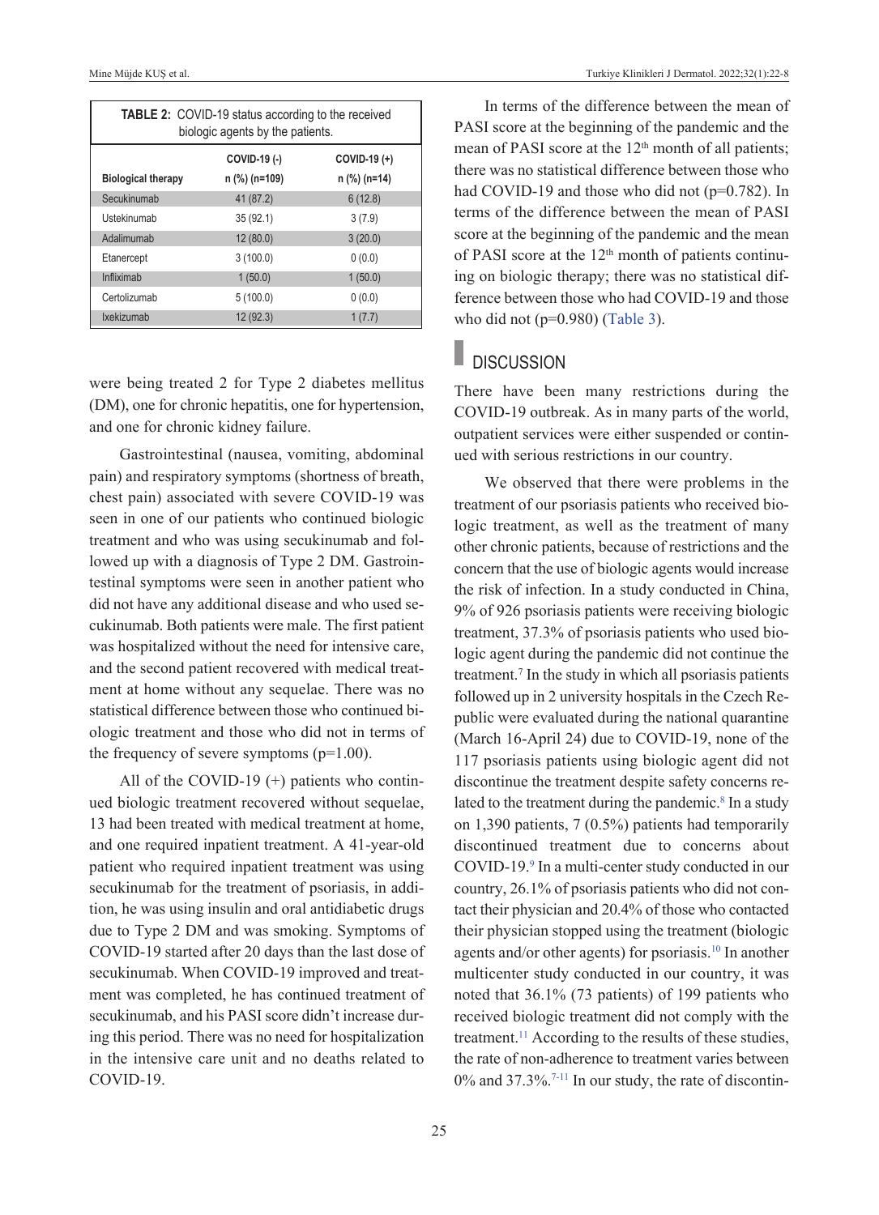**TABLE 2:** COVID-19 status according to the received biologic agents by the patients.

| Biological therapy | COVID-19 (-) n (%) (n=109) | COVID-19 (+) n (%) (n=14) |
|---|---|---|
| Secukinumab | 41 (87.2) | 6 (12.8) |
| Ustekinumab | 35 (92.1) | 3 (7.9) |
| Adalimumab | 12 (80.0) | 3 (20.0) |
| Etanercept | 3 (100.0) | 0 (0.0) |
| Infliximab | 1 (50.0) | 1 (50.0) |
| Certolizumab | 5 (100.0) | 0 (0.0) |
| Ixekizumab | 12 (92.3) | 1 (7.7) |

were being treated 2 for Type 2 diabetes mellitus (DM), one for chronic hepatitis, one for hypertension, and one for chronic kidney failure.

Gastrointestinal (nausea, vomiting, abdominal pain) and respiratory symptoms (shortness of breath, chest pain) associated with severe COVID-19 was seen in one of our patients who continued biologic treatment and who was using secukinumab and followed up with a diagnosis of Type 2 DM. Gastrointestinal symptoms were seen in another patient who did not have any additional disease and who used secukinumab. Both patients were male. The first patient was hospitalized without the need for intensive care, and the second patient recovered with medical treatment at home without any sequelae. There was no statistical difference between those who continued biologic treatment and those who did not in terms of the frequency of severe symptoms (p=1.00).

All of the COVID-19 (+) patients who continued biologic treatment recovered without sequelae, 13 had been treated with medical treatment at home, and one required inpatient treatment. A 41-year-old patient who required inpatient treatment was using secukinumab for the treatment of psoriasis, in addition, he was using insulin and oral antidiabetic drugs due to Type 2 DM and was smoking. Symptoms of COVID-19 started after 20 days than the last dose of secukinumab. When COVID-19 improved and treatment was completed, he has continued treatment of secukinumab, and his PASI score didn't increase during this period. There was no need for hospitalization in the intensive care unit and no deaths related to COVID-19.

In terms of the difference between the mean of PASI score at the beginning of the pandemic and the mean of PASI score at the 12th month of all patients; there was no statistical difference between those who had COVID-19 and those who did not (p=0.782). In terms of the difference between the mean of PASI score at the beginning of the pandemic and the mean of PASI score at the 12th month of patients continuing on biologic therapy; there was no statistical difference between those who had COVID-19 and those who did not (p=0.980) (Table 3).

## DISCUSSION

There have been many restrictions during the COVID-19 outbreak. As in many parts of the world, outpatient services were either suspended or continued with serious restrictions in our country.

We observed that there were problems in the treatment of our psoriasis patients who received biologic treatment, as well as the treatment of many other chronic patients, because of restrictions and the concern that the use of biologic agents would increase the risk of infection. In a study conducted in China, 9% of 926 psoriasis patients were receiving biologic treatment, 37.3% of psoriasis patients who used biologic agent during the pandemic did not continue the treatment.[7] In the study in which all psoriasis patients followed up in 2 university hospitals in the Czech Republic were evaluated during the national quarantine (March 16-April 24) due to COVID-19, none of the 117 psoriasis patients using biologic agent did not discontinue the treatment despite safety concerns related to the treatment during the pandemic.[8] In a study on 1,390 patients, 7 (0.5%) patients had temporarily discontinued treatment due to concerns about COVID-19.[9] In a multi-center study conducted in our country, 26.1% of psoriasis patients who did not contact their physician and 20.4% of those who contacted their physician stopped using the treatment (biologic agents and/or other agents) for psoriasis.[10] In another multicenter study conducted in our country, it was noted that 36.1% (73 patients) of 199 patients who received biologic treatment did not comply with the treatment.[11] According to the results of these studies, the rate of non-adherence to treatment varies between 0% and 37.3%.[7-11] In our study, the rate of discontin-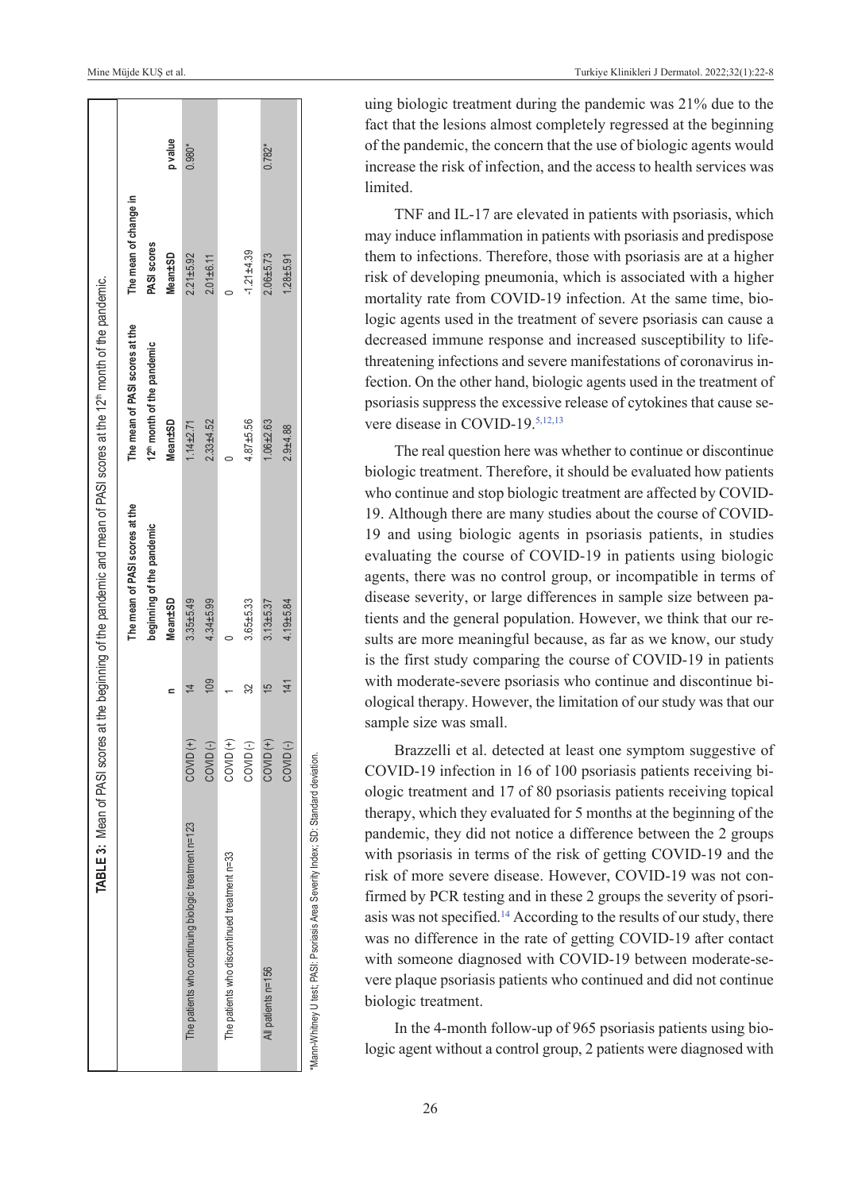**TABLE 3:** Mean of PASI scores at the beginning of the pandemic and mean of PASI scores at the 12th month of the pandemic.

| | | n | The mean of PASI scores at the beginning of the pandemic Mean±SD | The mean of PASI scores at the 12th month of the pandemic Mean±SD | The mean of change in PASI scores Mean±SD | p value |
|---|---|---|---|---|---|---|
| The patients who continuing biologic treatment n=123 | COVID (+) | 14 | 3.35±5.49 | 1.14±2.71 | 2.21±5.92 | 0.980* |
| | COVID (-) | 109 | 4.34±5.99 | 2.33±4.52 | 2.01±6.11 | |
| The patients who discontinued treatment n=33 | COVID (+) | 1 | 0 | 0 | 0 | |
| | COVID (-) | 32 | 3.65±5.33 | 4.87±5.56 | -1.21±4.39 | |
| All patients n=156 | COVID (+) | 15 | 3.13±5.37 | 1.06±2.63 | 2.06±5.73 | 0.782* |
| | COVID (-) | 141 | 4.19±5.84 | 2.9±4.88 | 1.28±5.91 | |

*Mann-Whitney U test; PASI: Psoriasis Area Severity Index; SD: Standard deviation.

uing biologic treatment during the pandemic was 21% due to the fact that the lesions almost completely regressed at the beginning of the pandemic, the concern that the use of biologic agents would increase the risk of infection, and the access to health services was limited.

TNF and IL-17 are elevated in patients with psoriasis, which may induce inflammation in patients with psoriasis and predispose them to infections. Therefore, those with psoriasis are at a higher risk of developing pneumonia, which is associated with a higher mortality rate from COVID-19 infection. At the same time, biologic agents used in the treatment of severe psoriasis can cause a decreased immune response and increased susceptibility to life-threatening infections and severe manifestations of coronavirus infection. On the other hand, biologic agents used in the treatment of psoriasis suppress the excessive release of cytokines that cause severe disease in COVID-19.[5,12,13]

The real question here was whether to continue or discontinue biologic treatment. Therefore, it should be evaluated how patients who continue and stop biologic treatment are affected by COVID-19. Although there are many studies about the course of COVID-19 and using biologic agents in psoriasis patients, in studies evaluating the course of COVID-19 in patients using biologic agents, there was no control group, or incompatible in terms of disease severity, or large differences in sample size between patients and the general population. However, we think that our results are more meaningful because, as far as we know, our study is the first study comparing the course of COVID-19 in patients with moderate-severe psoriasis who continue and discontinue biological therapy. However, the limitation of our study was that our sample size was small.

Brazzelli et al. detected at least one symptom suggestive of COVID-19 infection in 16 of 100 psoriasis patients receiving biologic treatment and 17 of 80 psoriasis patients receiving topical therapy, which they evaluated for 5 months at the beginning of the pandemic, they did not notice a difference between the 2 groups with psoriasis in terms of the risk of getting COVID-19 and the risk of more severe disease. However, COVID-19 was not confirmed by PCR testing and in these 2 groups the severity of psoriasis was not specified.[14] According to the results of our study, there was no difference in the rate of getting COVID-19 after contact with someone diagnosed with COVID-19 between moderate-severe plaque psoriasis patients who continued and did not continue biologic treatment.

In the 4-month follow-up of 965 psoriasis patients using biologic agent without a control group, 2 patients were diagnosed with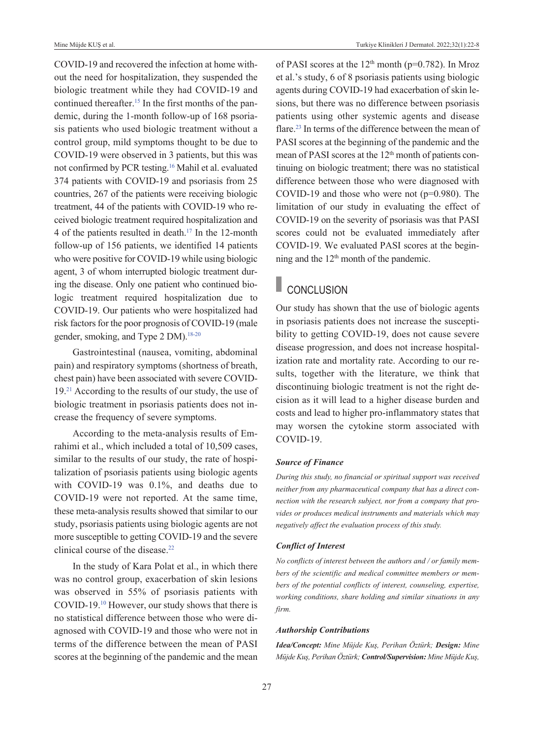COVID-19 and recovered the infection at home without the need for hospitalization, they suspended the biologic treatment while they had COVID-19 and continued thereafter.[15] In the first months of the pandemic, during the 1-month follow-up of 168 psoriasis patients who used biologic treatment without a control group, mild symptoms thought to be due to COVID-19 were observed in 3 patients, but this was not confirmed by PCR testing.[16] Mahil et al. evaluated 374 patients with COVID-19 and psoriasis from 25 countries, 267 of the patients were receiving biologic treatment, 44 of the patients with COVID-19 who received biologic treatment required hospitalization and 4 of the patients resulted in death.[17] In the 12-month follow-up of 156 patients, we identified 14 patients who were positive for COVID-19 while using biologic agent, 3 of whom interrupted biologic treatment during the disease. Only one patient who continued biologic treatment required hospitalization due to COVID-19. Our patients who were hospitalized had risk factors for the poor prognosis of COVID-19 (male gender, smoking, and Type 2 DM).[18-20]

Gastrointestinal (nausea, vomiting, abdominal pain) and respiratory symptoms (shortness of breath, chest pain) have been associated with severe COVID-19.[21] According to the results of our study, the use of biologic treatment in psoriasis patients does not increase the frequency of severe symptoms.

According to the meta-analysis results of Emrahimi et al., which included a total of 10,509 cases, similar to the results of our study, the rate of hospitalization of psoriasis patients using biologic agents with COVID-19 was 0.1%, and deaths due to COVID-19 were not reported. At the same time, these meta-analysis results showed that similar to our study, psoriasis patients using biologic agents are not more susceptible to getting COVID-19 and the severe clinical course of the disease.[22]

In the study of Kara Polat et al., in which there was no control group, exacerbation of skin lesions was observed in 55% of psoriasis patients with COVID-19.[10] However, our study shows that there is no statistical difference between those who were diagnosed with COVID-19 and those who were not in terms of the difference between the mean of PASI scores at the beginning of the pandemic and the mean of PASI scores at the 12th month ($p=0.782$). In Mroz et al.'s study, 6 of 8 psoriasis patients using biologic agents during COVID-19 had exacerbation of skin lesions, but there was no difference between psoriasis patients using other systemic agents and disease flare.[23] In terms of the difference between the mean of PASI scores at the beginning of the pandemic and the mean of PASI scores at the 12th month of patients continuing on biologic treatment; there was no statistical difference between those who were diagnosed with COVID-19 and those who were not ($p=0.980$). The limitation of our study in evaluating the effect of COVID-19 on the severity of psoriasis was that PASI scores could not be evaluated immediately after COVID-19. We evaluated PASI scores at the beginning and the 12th month of the pandemic.

## CONCLUSION

Our study has shown that the use of biologic agents in psoriasis patients does not increase the susceptibility to getting COVID-19, does not cause severe disease progression, and does not increase hospitalization rate and mortality rate. According to our results, together with the literature, we think that discontinuing biologic treatment is not the right decision as it will lead to a higher disease burden and costs and lead to higher pro-inflammatory states that may worsen the cytokine storm associated with COVID-19.

### *Source of Finance*

*During this study, no financial or spiritual support was received neither from any pharmaceutical company that has a direct connection with the research subject, nor from a company that provides or produces medical instruments and materials which may negatively affect the evaluation process of this study.*

### *Conflict of Interest*

*No conflicts of interest between the authors and / or family members of the scientific and medical committee members or members of the potential conflicts of interest, counseling, expertise, working conditions, share holding and similar situations in any firm.*

### *Authorship Contributions*

***Idea/Concept:*** *Mine Müjde Kuş, Perihan Öztürk;* ***Design:*** *Mine Müjde Kuş, Perihan Öztürk;* ***Control/Supervision:*** *Mine Müjde Kuş,*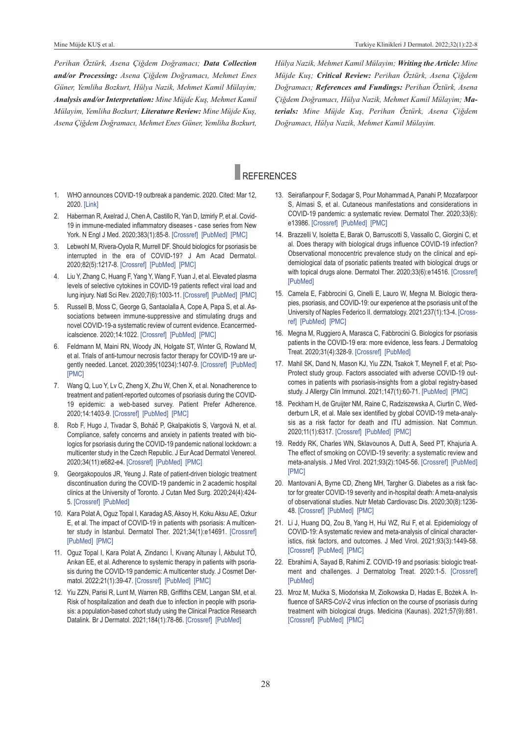*Perihan Öztürk, Asena Çiğdem Doğramacı; **Data Collection and/or Processing:** Asena Çiğdem Doğramacı, Mehmet Enes Güner, Yemliha Bozkurt, Hülya Nazik, Mehmet Kamil Mülayim; **Analysis and/or Interpretation:** Mine Müjde Kuş, Mehmet Kamil Mülayim, Yemliha Bozkurt; **Literature Review:** Mine Müjde Kuş, Asena Çiğdem Doğramacı, Mehmet Enes Güner, Yemliha Bozkurt, Hülya Nazik, Mehmet Kamil Mülayim; **Writing the Article:** Mine Müjde Kuş; **Critical Review:** Perihan Öztürk, Asena Çiğdem Doğramacı; **References and Fundings:** Perihan Öztürk, Asena Çiğdem Doğramacı, Hülya Nazik, Mehmet Kamil Mülayim; **Materials:** Mine Müjde Kuş, Perihan Öztürk, Asena Çiğdem Doğramacı, Hülya Nazik, Mehmet Kamil Mülayim.*

## REFERENCES

1. WHO announces COVID-19 outbreak a pandemic. 2020. Cited: Mar 12, 2020. [Link]
2. Haberman R, Axelrad J, Chen A, Castillo R, Yan D, Izmirly P, et al. Covid-19 in immune-mediated inflammatory diseases - case series from New York. N Engl J Med. 2020;383(1):85-8. [Crossref] [PubMed] [PMC]
3. Lebwohl M, Rivera-Oyola R, Murrell DF. Should biologics for psoriasis be interrupted in the era of COVID-19? J Am Acad Dermatol. 2020;82(5):1217-8. [Crossref] [PubMed] [PMC]
4. Liu Y, Zhang C, Huang F, Yang Y, Wang F, Yuan J, et al. Elevated plasma levels of selective cytokines in COVID-19 patients reflect viral load and lung injury. Natl Sci Rev. 2020;7(6):1003-11. [Crossref] [PubMed] [PMC]
5. Russell B, Moss C, George G, Santaolalla A, Cope A, Papa S, et al. Associations between immune-suppressive and stimulating drugs and novel COVID-19-a systematic review of current evidence. Ecancermedicalscience. 2020;14:1022. [Crossref] [PubMed] [PMC]
6. Feldmann M, Maini RN, Woody JN, Holgate ST, Winter G, Rowland M, et al. Trials of anti-tumour necrosis factor therapy for COVID-19 are urgently needed. Lancet. 2020;395(10234):1407-9. [Crossref] [PubMed] [PMC]
7. Wang Q, Luo Y, Lv C, Zheng X, Zhu W, Chen X, et al. Nonadherence to treatment and patient-reported outcomes of psoriasis during the COVID-19 epidemic: a web-based survey. Patient Prefer Adherence. 2020;14:1403-9. [Crossref] [PubMed] [PMC]
8. Rob F, Hugo J, Tivadar S, Boháč P, Gkalpakiotis S, Vargová N, et al. Compliance, safety concerns and anxiety in patients treated with biologics for psoriasis during the COVID-19 pandemic national lockdown: a multicenter study in the Czech Republic. J Eur Acad Dermatol Venereol. 2020;34(11):e682-e4. [Crossref] [PubMed] [PMC]
9. Georgakopoulos JR, Yeung J. Rate of patient-driven biologic treatment discontinuation during the COVID-19 pandemic in 2 academic hospital clinics at the University of Toronto. J Cutan Med Surg. 2020;24(4):424-5. [Crossref] [PubMed]
10. Kara Polat A, Oguz Topal I, Karadag AS, Aksoy H, Koku Aksu AE, Ozkur E, et al. The impact of COVID-19 in patients with psoriasis: A multicenter study in Istanbul. Dermatol Ther. 2021;34(1):e14691. [Crossref] [PubMed] [PMC]
11. Oguz Topal I, Kara Polat A, Zindancı İ, Kıvanç Altunay İ, Akbulut TÖ, Arıkan EE, et al. Adherence to systemic therapy in patients with psoriasis during the COVID-19 pandemic: A multicenter study. J Cosmet Dermatol. 2022;21(1):39-47. [Crossref] [PubMed] [PMC]
12. Yiu ZZN, Parisi R, Lunt M, Warren RB, Griffiths CEM, Langan SM, et al. Risk of hospitalization and death due to infection in people with psoriasis: a population-based cohort study using the Clinical Practice Research Datalink. Br J Dermatol. 2021;184(1):78-86. [Crossref] [PubMed]
13. Seirafianpour F, Sodagar S, Pour Mohammad A, Panahi P, Mozafarpoor S, Almasi S, et al. Cutaneous manifestations and considerations in COVID-19 pandemic: a systematic review. Dermatol Ther. 2020;33(6):e13986. [Crossref] [PubMed] [PMC]
14. Brazzelli V, Isoletta E, Barak O, Barruscotti S, Vassallo C, Giorgini C, et al. Does therapy with biological drugs influence COVID-19 infection? Observational monocentric prevalence study on the clinical and epidemiological data of psoriatic patients treated with biological drugs or with topical drugs alone. Dermatol Ther. 2020;33(6):e14516. [Crossref] [PubMed]
15. Camela E, Fabbrocini G, Cinelli E, Lauro W, Megna M. Biologic therapies, psoriasis, and COVID-19: our experience at the psoriasis unit of the University of Naples Federico II. dermatology. 2021;237(1):13-4. [Crossref] [PubMed] [PMC]
16. Megna M, Ruggiero A, Marasca C, Fabbrocini G. Biologics for psoriasis patients in the COVID-19 era: more evidence, less fears. J Dermatolog Treat. 2020;31(4):328-9. [Crossref] [PubMed]
17. Mahil SK, Dand N, Mason KJ, Yiu ZZN, Tsakok T, Meynell F, et al; PsoProtect study group. Factors associated with adverse COVID-19 outcomes in patients with psoriasis-insights from a global registry-based study. J Allergy Clin Immunol. 2021;147(1):60-71. [PubMed] [PMC]
18. Peckham H, de Gruijter NM, Raine C, Radziszewska A, Ciurtin C, Wedderburn LR, et al. Male sex identified by global COVID-19 meta-analysis as a risk factor for death and ITU admission. Nat Commun. 2020;11(1):6317. [Crossref] [PubMed] [PMC]
19. Reddy RK, Charles WN, Sklavounos A, Dutt A, Seed PT, Khajuria A. The effect of smoking on COVID-19 severity: a systematic review and meta-analysis. J Med Virol. 2021;93(2):1045-56. [Crossref] [PubMed] [PMC]
20. Mantovani A, Byrne CD, Zheng MH, Targher G. Diabetes as a risk factor for greater COVID-19 severity and in-hospital death: A meta-analysis of observational studies. Nutr Metab Cardiovasc Dis. 2020;30(8):1236-48. [Crossref] [PubMed] [PMC]
21. Li J, Huang DQ, Zou B, Yang H, Hui WZ, Rui F, et al. Epidemiology of COVID-19: A systematic review and meta-analysis of clinical characteristics, risk factors, and outcomes. J Med Virol. 2021;93(3):1449-58. [Crossref] [PubMed] [PMC]
22. Ebrahimi A, Sayad B, Rahimi Z. COVID-19 and psoriasis: biologic treatment and challenges. J Dermatolog Treat. 2020:1-5. [Crossref] [PubMed]
23. Mroz M, Mućka S, Miodońska M, Ziolkowska D, Hadas E, Bożek A. Influence of SARS-CoV-2 virus infection on the course of psoriasis during treatment with biological drugs. Medicina (Kaunas). 2021;57(9):881. [Crossref] [PubMed] [PMC]